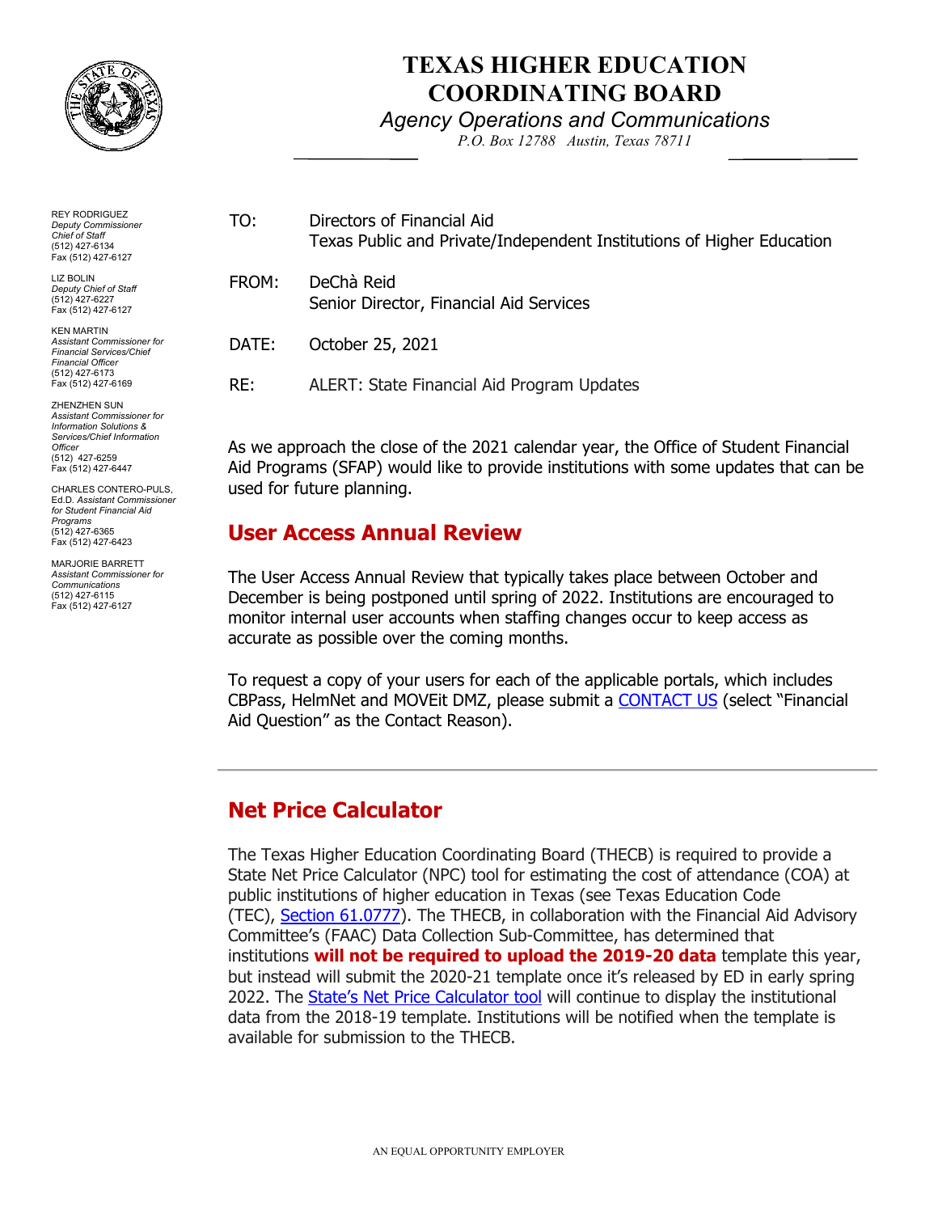# TEXAS HIGHER EDUCATION COORDINATING BOARD

*Agency Operations and Communications*

*P.O. Box 12788 Austin, Texas 78711*

REY RODRIGUEZ
*Deputy Commissioner Chief of Staff*
(512) 427-6134
Fax (512) 427-6127

LIZ BOLIN
*Deputy Chief of Staff*
(512) 427-6227
Fax (512) 427-6127

KEN MARTIN
*Assistant Commissioner for Financial Services/Chief Financial Officer*
(512) 427-6173
Fax (512) 427-6169

ZHENZHEN SUN
*Assistant Commissioner for Information Solutions & Services/Chief Information Officer*
(512) 427-6259
Fax (512) 427-6447

CHARLES CONTERO-PULS, Ed.D. *Assistant Commissioner for Student Financial Aid Programs*
(512) 427-6365
Fax (512) 427-6423

MARJORIE BARRETT
*Assistant Commissioner for Communications*
(512) 427-6115
Fax (512) 427-6127

TO: Directors of Financial Aid
Texas Public and Private/Independent Institutions of Higher Education

FROM: DeChà Reid
Senior Director, Financial Aid Services

DATE: October 25, 2021

RE: ALERT: State Financial Aid Program Updates

As we approach the close of the 2021 calendar year, the Office of Student Financial Aid Programs (SFAP) would like to provide institutions with some updates that can be used for future planning.

## User Access Annual Review

The User Access Annual Review that typically takes place between October and December is being postponed until spring of 2022. Institutions are encouraged to monitor internal user accounts when staffing changes occur to keep access as accurate as possible over the coming months.

To request a copy of your users for each of the applicable portals, which includes CBPass, HelmNet and MOVEit DMZ, please submit a CONTACT US (select "Financial Aid Question" as the Contact Reason).

---

## Net Price Calculator

The Texas Higher Education Coordinating Board (THECB) is required to provide a State Net Price Calculator (NPC) tool for estimating the cost of attendance (COA) at public institutions of higher education in Texas (see Texas Education Code (TEC), Section 61.0777). The THECB, in collaboration with the Financial Aid Advisory Committee's (FAAC) Data Collection Sub-Committee, has determined that institutions **will not be required to upload the 2019-20 data** template this year, but instead will submit the 2020-21 template once it's released by ED in early spring 2022. The State's Net Price Calculator tool will continue to display the institutional data from the 2018-19 template. Institutions will be notified when the template is available for submission to the THECB.

AN EQUAL OPPORTUNITY EMPLOYER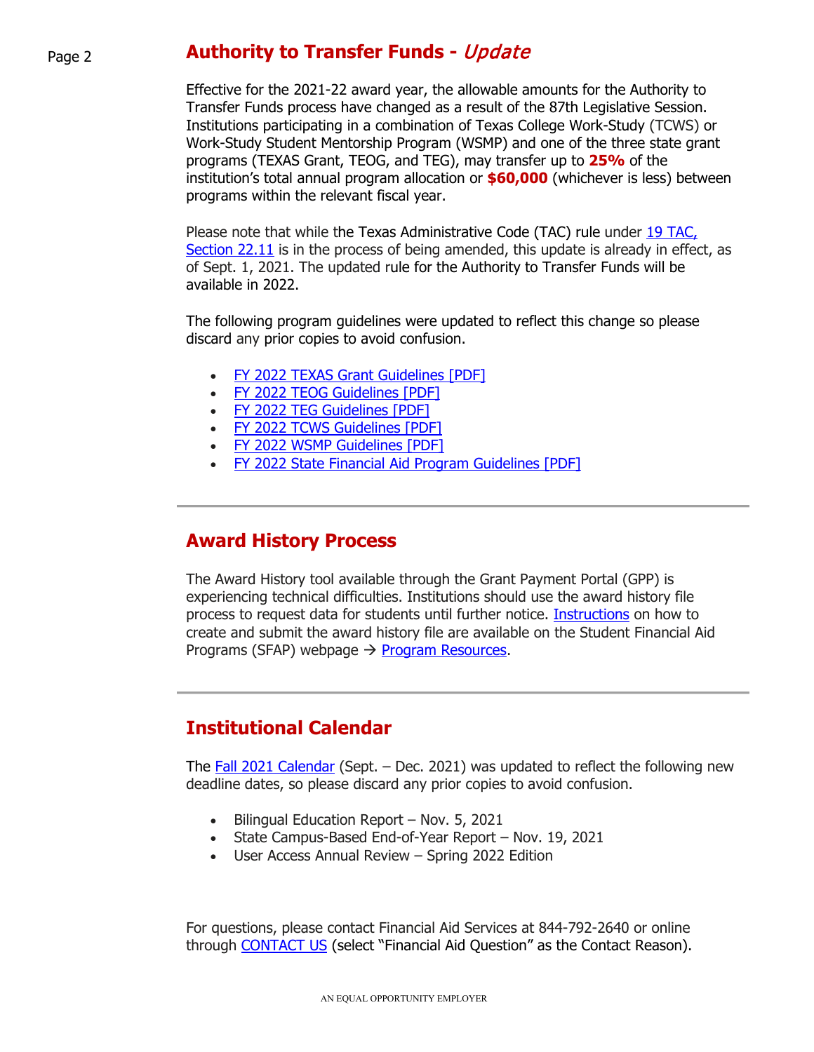## Authority to Transfer Funds - *Update*

Effective for the 2021-22 award year, the allowable amounts for the Authority to Transfer Funds process have changed as a result of the 87th Legislative Session. Institutions participating in a combination of Texas College Work-Study (TCWS) or Work-Study Student Mentorship Program (WSMP) and one of the three state grant programs (TEXAS Grant, TEOG, and TEG), may transfer up to **25%** of the institution's total annual program allocation or **$60,000** (whichever is less) between programs within the relevant fiscal year.

Please note that while the Texas Administrative Code (TAC) rule under [19 TAC, Section 22.11] is in the process of being amended, this update is already in effect, as of Sept. 1, 2021. The updated rule for the Authority to Transfer Funds will be available in 2022.

The following program guidelines were updated to reflect this change so please discard any prior copies to avoid confusion.

- FY 2022 TEXAS Grant Guidelines [PDF]
- FY 2022 TEOG Guidelines [PDF]
- FY 2022 TEG Guidelines [PDF]
- FY 2022 TCWS Guidelines [PDF]
- FY 2022 WSMP Guidelines [PDF]
- FY 2022 State Financial Aid Program Guidelines [PDF]

---

## Award History Process

The Award History tool available through the Grant Payment Portal (GPP) is experiencing technical difficulties. Institutions should use the award history file process to request data for students until further notice. Instructions on how to create and submit the award history file are available on the Student Financial Aid Programs (SFAP) webpage → Program Resources.

---

## Institutional Calendar

The Fall 2021 Calendar (Sept. – Dec. 2021) was updated to reflect the following new deadline dates, so please discard any prior copies to avoid confusion.

- Bilingual Education Report – Nov. 5, 2021
- State Campus-Based End-of-Year Report – Nov. 19, 2021
- User Access Annual Review – Spring 2022 Edition

For questions, please contact Financial Aid Services at 844-792-2640 or online through CONTACT US (select "Financial Aid Question" as the Contact Reason).

AN EQUAL OPPORTUNITY EMPLOYER